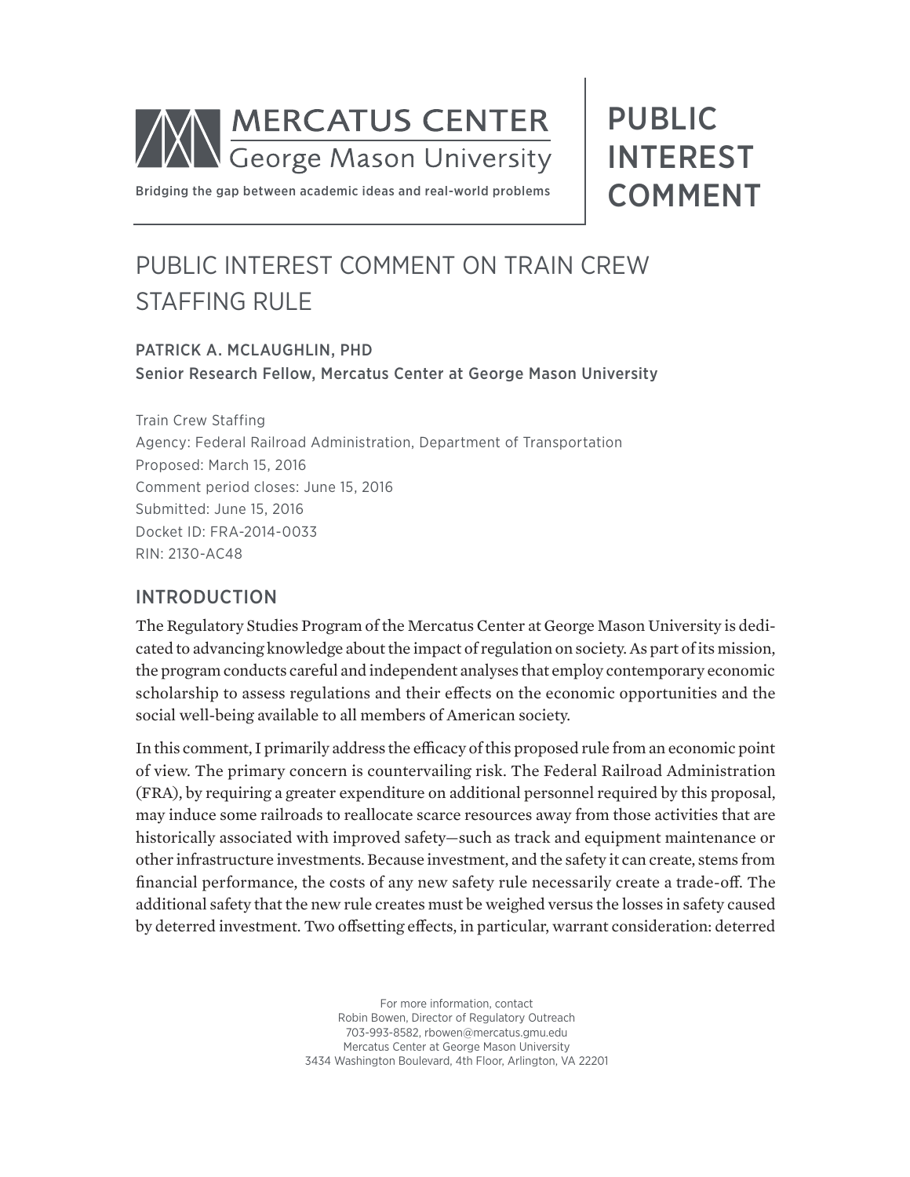# MERCATUS CENTER
George Mason University

Bridging the gap between academic ideas and real-world problems

**PUBLIC INTEREST COMMENT**

# PUBLIC INTEREST COMMENT ON TRAIN CREW STAFFING RULE

**PATRICK A. MCLAUGHLIN, PHD**
Senior Research Fellow, Mercatus Center at George Mason University

Train Crew Staffing
Agency: Federal Railroad Administration, Department of Transportation
Proposed: March 15, 2016
Comment period closes: June 15, 2016
Submitted: June 15, 2016
Docket ID: FRA-2014-0033
RIN: 2130-AC48

## INTRODUCTION

The Regulatory Studies Program of the Mercatus Center at George Mason University is dedicated to advancing knowledge about the impact of regulation on society. As part of its mission, the program conducts careful and independent analyses that employ contemporary economic scholarship to assess regulations and their effects on the economic opportunities and the social well-being available to all members of American society.

In this comment, I primarily address the efficacy of this proposed rule from an economic point of view. The primary concern is countervailing risk. The Federal Railroad Administration (FRA), by requiring a greater expenditure on additional personnel required by this proposal, may induce some railroads to reallocate scarce resources away from those activities that are historically associated with improved safety—such as track and equipment maintenance or other infrastructure investments. Because investment, and the safety it can create, stems from financial performance, the costs of any new safety rule necessarily create a trade-off. The additional safety that the new rule creates must be weighed versus the losses in safety caused by deterred investment. Two offsetting effects, in particular, warrant consideration: deterred

For more information, contact
Robin Bowen, Director of Regulatory Outreach
703-993-8582, rbowen@mercatus.gmu.edu
Mercatus Center at George Mason University
3434 Washington Boulevard, 4th Floor, Arlington, VA 22201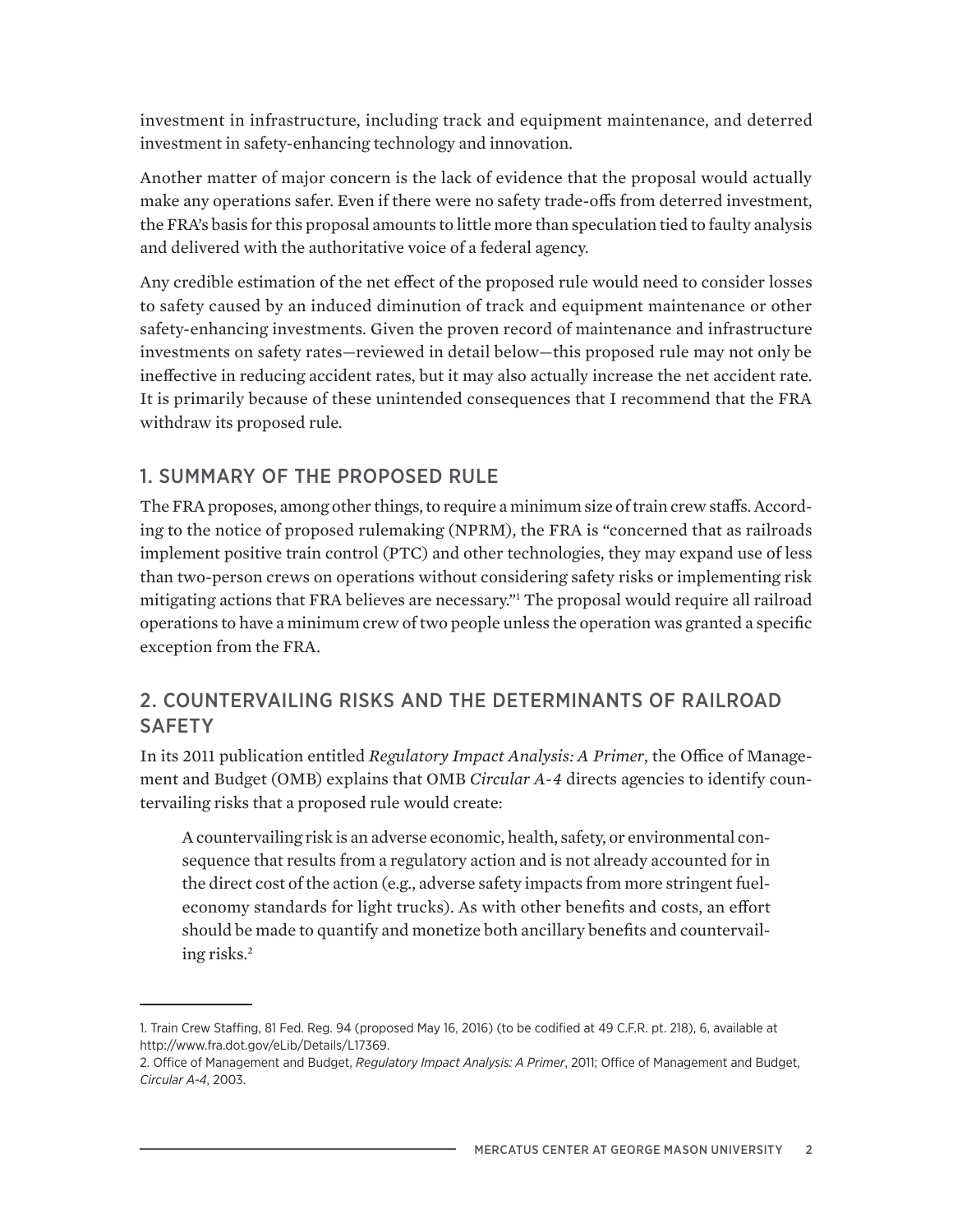investment in infrastructure, including track and equipment maintenance, and deterred investment in safety-enhancing technology and innovation.

Another matter of major concern is the lack of evidence that the proposal would actually make any operations safer. Even if there were no safety trade-offs from deterred investment, the FRA's basis for this proposal amounts to little more than speculation tied to faulty analysis and delivered with the authoritative voice of a federal agency.

Any credible estimation of the net effect of the proposed rule would need to consider losses to safety caused by an induced diminution of track and equipment maintenance or other safety-enhancing investments. Given the proven record of maintenance and infrastructure investments on safety rates—reviewed in detail below—this proposed rule may not only be ineffective in reducing accident rates, but it may also actually increase the net accident rate. It is primarily because of these unintended consequences that I recommend that the FRA withdraw its proposed rule.

## 1. SUMMARY OF THE PROPOSED RULE

The FRA proposes, among other things, to require a minimum size of train crew staffs. According to the notice of proposed rulemaking (NPRM), the FRA is "concerned that as railroads implement positive train control (PTC) and other technologies, they may expand use of less than two-person crews on operations without considering safety risks or implementing risk mitigating actions that FRA believes are necessary."[1] The proposal would require all railroad operations to have a minimum crew of two people unless the operation was granted a specific exception from the FRA.

## 2. COUNTERVAILING RISKS AND THE DETERMINANTS OF RAILROAD SAFETY

In its 2011 publication entitled *Regulatory Impact Analysis: A Primer*, the Office of Management and Budget (OMB) explains that OMB *Circular A-4* directs agencies to identify countervailing risks that a proposed rule would create:

> A countervailing risk is an adverse economic, health, safety, or environmental consequence that results from a regulatory action and is not already accounted for in the direct cost of the action (e.g., adverse safety impacts from more stringent fuel-economy standards for light trucks). As with other benefits and costs, an effort should be made to quantify and monetize both ancillary benefits and countervailing risks.[2]

---

1. Train Crew Staffing, 81 Fed. Reg. 94 (proposed May 16, 2016) (to be codified at 49 C.F.R. pt. 218), 6, available at http://www.fra.dot.gov/eLib/Details/L17369.

2. Office of Management and Budget, *Regulatory Impact Analysis: A Primer*, 2011; Office of Management and Budget, *Circular A-4*, 2003.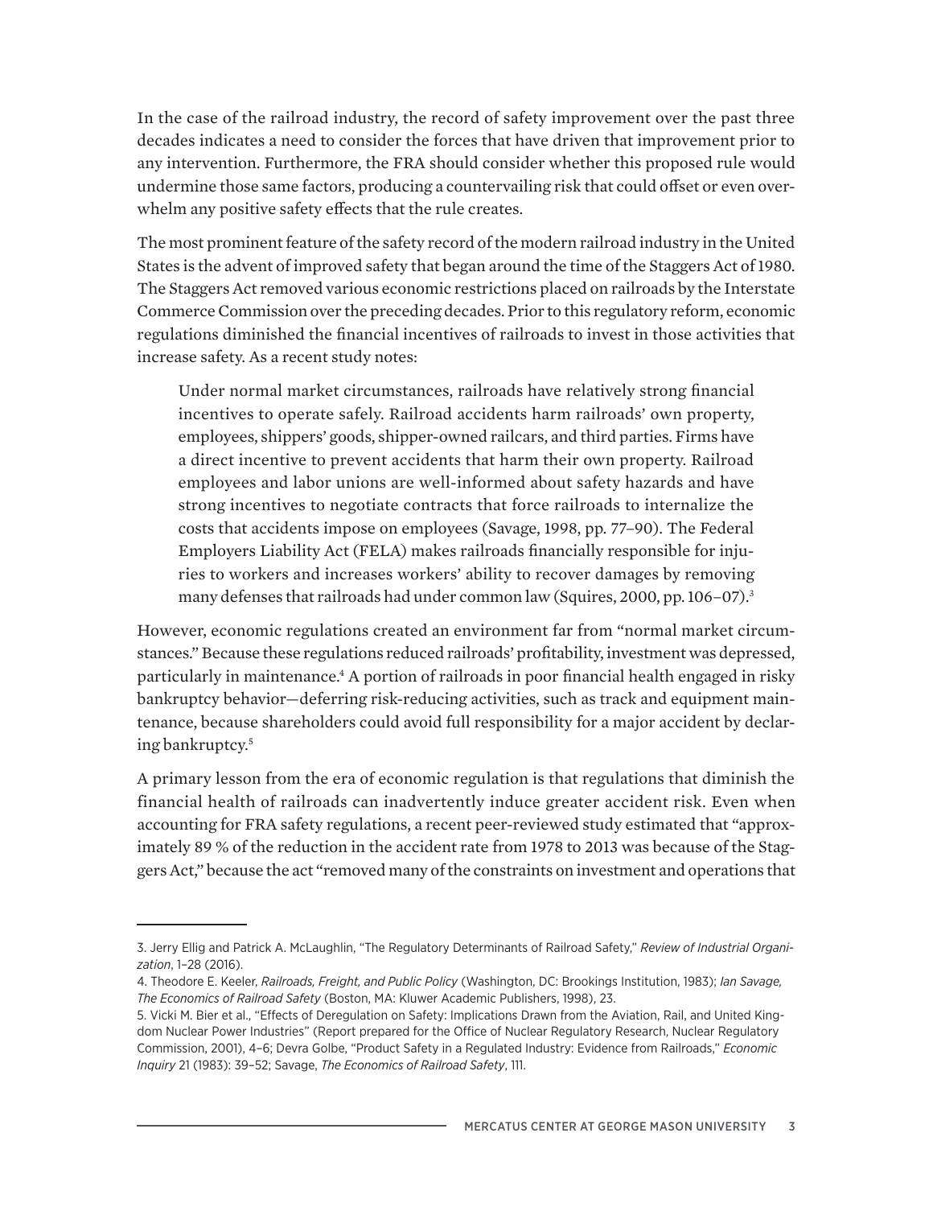In the case of the railroad industry, the record of safety improvement over the past three decades indicates a need to consider the forces that have driven that improvement prior to any intervention. Furthermore, the FRA should consider whether this proposed rule would undermine those same factors, producing a countervailing risk that could offset or even overwhelm any positive safety effects that the rule creates.

The most prominent feature of the safety record of the modern railroad industry in the United States is the advent of improved safety that began around the time of the Staggers Act of 1980. The Staggers Act removed various economic restrictions placed on railroads by the Interstate Commerce Commission over the preceding decades. Prior to this regulatory reform, economic regulations diminished the financial incentives of railroads to invest in those activities that increase safety. As a recent study notes:

> Under normal market circumstances, railroads have relatively strong financial incentives to operate safely. Railroad accidents harm railroads' own property, employees, shippers' goods, shipper-owned railcars, and third parties. Firms have a direct incentive to prevent accidents that harm their own property. Railroad employees and labor unions are well-informed about safety hazards and have strong incentives to negotiate contracts that force railroads to internalize the costs that accidents impose on employees (Savage, 1998, pp. 77–90). The Federal Employers Liability Act (FELA) makes railroads financially responsible for injuries to workers and increases workers' ability to recover damages by removing many defenses that railroads had under common law (Squires, 2000, pp. 106–07).[3]

However, economic regulations created an environment far from "normal market circumstances." Because these regulations reduced railroads' profitability, investment was depressed, particularly in maintenance.[4] A portion of railroads in poor financial health engaged in risky bankruptcy behavior—deferring risk-reducing activities, such as track and equipment maintenance, because shareholders could avoid full responsibility for a major accident by declaring bankruptcy.[5]

A primary lesson from the era of economic regulation is that regulations that diminish the financial health of railroads can inadvertently induce greater accident risk. Even when accounting for FRA safety regulations, a recent peer-reviewed study estimated that "approximately 89 % of the reduction in the accident rate from 1978 to 2013 was because of the Staggers Act," because the act "removed many of the constraints on investment and operations that

---

3. Jerry Ellig and Patrick A. McLaughlin, "The Regulatory Determinants of Railroad Safety," *Review of Industrial Organization*, 1–28 (2016).

4. Theodore E. Keeler, *Railroads, Freight, and Public Policy* (Washington, DC: Brookings Institution, 1983); Ian Savage, *The Economics of Railroad Safety* (Boston, MA: Kluwer Academic Publishers, 1998), 23.

5. Vicki M. Bier et al., "Effects of Deregulation on Safety: Implications Drawn from the Aviation, Rail, and United Kingdom Nuclear Power Industries" (Report prepared for the Office of Nuclear Regulatory Research, Nuclear Regulatory Commission, 2001), 4–6; Devra Golbe, "Product Safety in a Regulated Industry: Evidence from Railroads," *Economic Inquiry* 21 (1983): 39–52; Savage, *The Economics of Railroad Safety*, 111.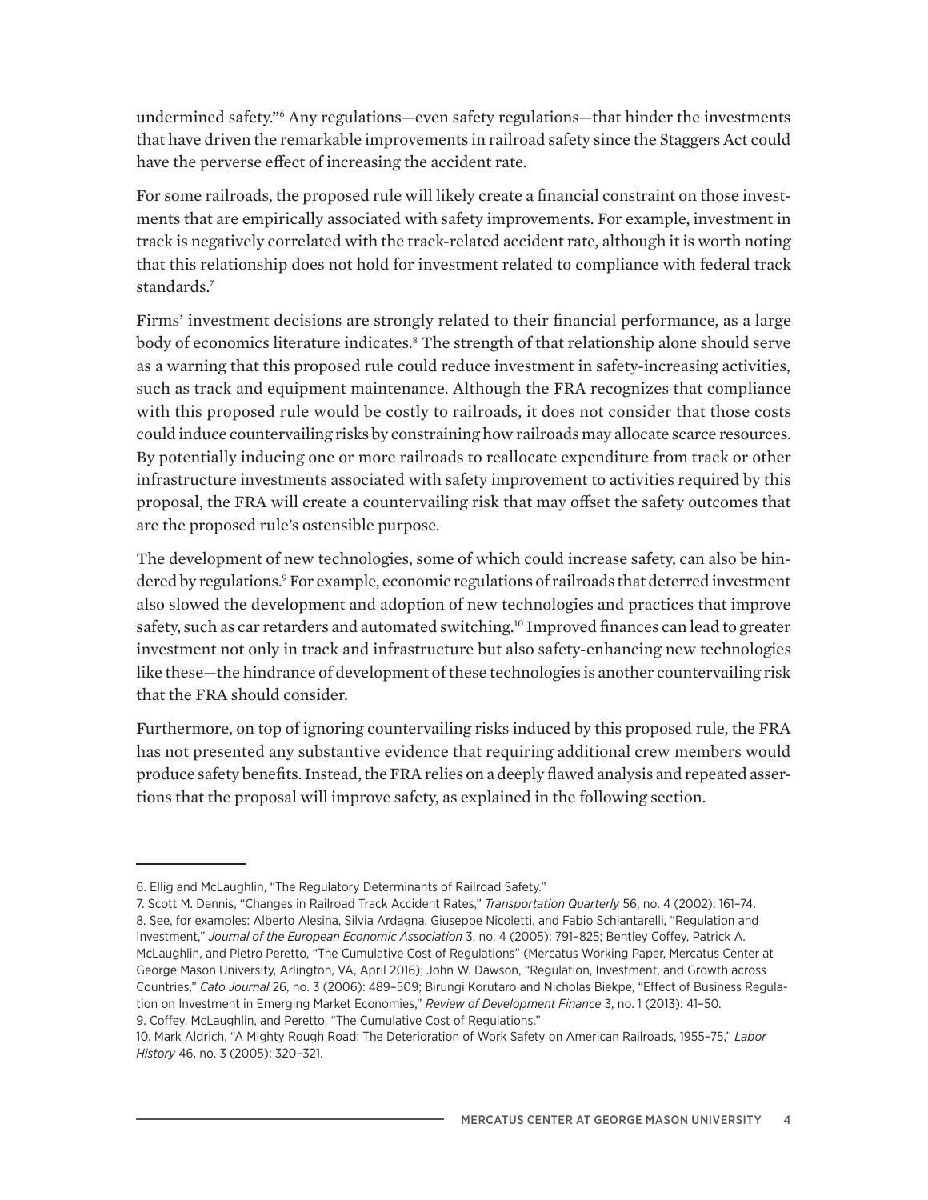undermined safety."[6] Any regulations—even safety regulations—that hinder the investments that have driven the remarkable improvements in railroad safety since the Staggers Act could have the perverse effect of increasing the accident rate.

For some railroads, the proposed rule will likely create a financial constraint on those investments that are empirically associated with safety improvements. For example, investment in track is negatively correlated with the track-related accident rate, although it is worth noting that this relationship does not hold for investment related to compliance with federal track standards.[7]

Firms' investment decisions are strongly related to their financial performance, as a large body of economics literature indicates.[8] The strength of that relationship alone should serve as a warning that this proposed rule could reduce investment in safety-increasing activities, such as track and equipment maintenance. Although the FRA recognizes that compliance with this proposed rule would be costly to railroads, it does not consider that those costs could induce countervailing risks by constraining how railroads may allocate scarce resources. By potentially inducing one or more railroads to reallocate expenditure from track or other infrastructure investments associated with safety improvement to activities required by this proposal, the FRA will create a countervailing risk that may offset the safety outcomes that are the proposed rule's ostensible purpose.

The development of new technologies, some of which could increase safety, can also be hindered by regulations.[9] For example, economic regulations of railroads that deterred investment also slowed the development and adoption of new technologies and practices that improve safety, such as car retarders and automated switching.[10] Improved finances can lead to greater investment not only in track and infrastructure but also safety-enhancing new technologies like these—the hindrance of development of these technologies is another countervailing risk that the FRA should consider.

Furthermore, on top of ignoring countervailing risks induced by this proposed rule, the FRA has not presented any substantive evidence that requiring additional crew members would produce safety benefits. Instead, the FRA relies on a deeply flawed analysis and repeated assertions that the proposal will improve safety, as explained in the following section.

---

6. Ellig and McLaughlin, "The Regulatory Determinants of Railroad Safety."
7. Scott M. Dennis, "Changes in Railroad Track Accident Rates," *Transportation Quarterly* 56, no. 4 (2002): 161–74.
8. See, for examples: Alberto Alesina, Silvia Ardagna, Giuseppe Nicoletti, and Fabio Schiantarelli, "Regulation and Investment," *Journal of the European Economic Association* 3, no. 4 (2005): 791–825; Bentley Coffey, Patrick A. McLaughlin, and Pietro Peretto, "The Cumulative Cost of Regulations" (Mercatus Working Paper, Mercatus Center at George Mason University, Arlington, VA, April 2016); John W. Dawson, "Regulation, Investment, and Growth across Countries," *Cato Journal* 26, no. 3 (2006): 489–509; Birungi Korutaro and Nicholas Biekpe, "Effect of Business Regulation on Investment in Emerging Market Economies," *Review of Development Finance* 3, no. 1 (2013): 41–50.
9. Coffey, McLaughlin, and Peretto, "The Cumulative Cost of Regulations."
10. Mark Aldrich, "A Mighty Rough Road: The Deterioration of Work Safety on American Railroads, 1955–75," *Labor History* 46, no. 3 (2005): 320–321.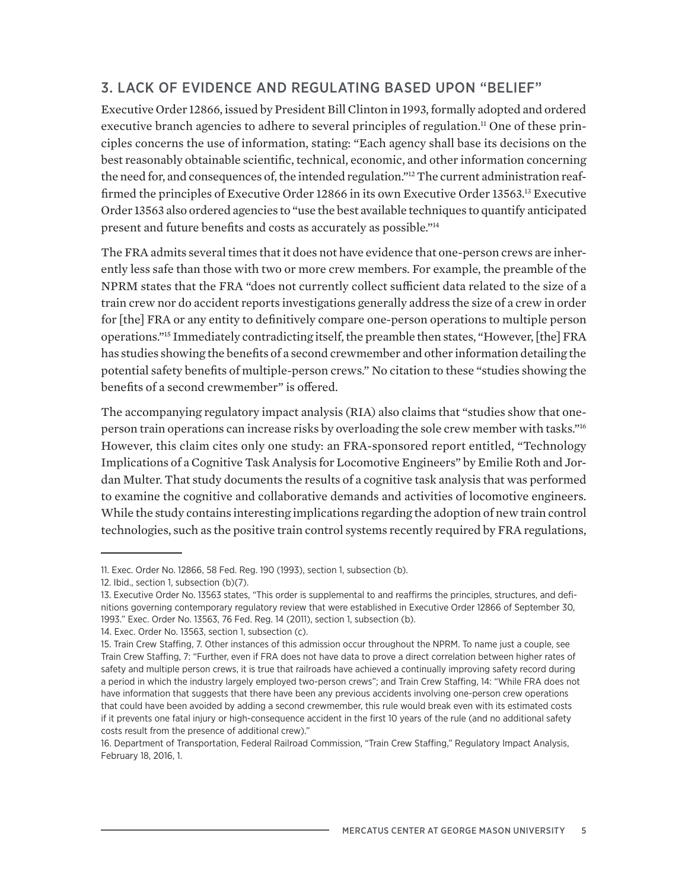## 3. LACK OF EVIDENCE AND REGULATING BASED UPON "BELIEF"

Executive Order 12866, issued by President Bill Clinton in 1993, formally adopted and ordered executive branch agencies to adhere to several principles of regulation.[11] One of these principles concerns the use of information, stating: "Each agency shall base its decisions on the best reasonably obtainable scientific, technical, economic, and other information concerning the need for, and consequences of, the intended regulation."[12] The current administration reaffirmed the principles of Executive Order 12866 in its own Executive Order 13563.[13] Executive Order 13563 also ordered agencies to "use the best available techniques to quantify anticipated present and future benefits and costs as accurately as possible."[14]

The FRA admits several times that it does not have evidence that one-person crews are inherently less safe than those with two or more crew members. For example, the preamble of the NPRM states that the FRA "does not currently collect sufficient data related to the size of a train crew nor do accident reports investigations generally address the size of a crew in order for [the] FRA or any entity to definitively compare one-person operations to multiple person operations."[15] Immediately contradicting itself, the preamble then states, "However, [the] FRA has studies showing the benefits of a second crewmember and other information detailing the potential safety benefits of multiple-person crews." No citation to these "studies showing the benefits of a second crewmember" is offered.

The accompanying regulatory impact analysis (RIA) also claims that "studies show that one-person train operations can increase risks by overloading the sole crew member with tasks."[16] However, this claim cites only one study: an FRA-sponsored report entitled, "Technology Implications of a Cognitive Task Analysis for Locomotive Engineers" by Emilie Roth and Jordan Multer. That study documents the results of a cognitive task analysis that was performed to examine the cognitive and collaborative demands and activities of locomotive engineers. While the study contains interesting implications regarding the adoption of new train control technologies, such as the positive train control systems recently required by FRA regulations,

---

11. Exec. Order No. 12866, 58 Fed. Reg. 190 (1993), section 1, subsection (b).

12. Ibid., section 1, subsection (b)(7).

13. Executive Order No. 13563 states, "This order is supplemental to and reaffirms the principles, structures, and definitions governing contemporary regulatory review that were established in Executive Order 12866 of September 30, 1993." Exec. Order No. 13563, 76 Fed. Reg. 14 (2011), section 1, subsection (b).

14. Exec. Order No. 13563, section 1, subsection (c).

15. Train Crew Staffing, 7. Other instances of this admission occur throughout the NPRM. To name just a couple, see Train Crew Staffing, 7: "Further, even if FRA does not have data to prove a direct correlation between higher rates of safety and multiple person crews, it is true that railroads have achieved a continually improving safety record during a period in which the industry largely employed two-person crews"; and Train Crew Staffing, 14: "While FRA does not have information that suggests that there have been any previous accidents involving one-person crew operations that could have been avoided by adding a second crewmember, this rule would break even with its estimated costs if it prevents one fatal injury or high-consequence accident in the first 10 years of the rule (and no additional safety costs result from the presence of additional crew)."

16. Department of Transportation, Federal Railroad Commission, "Train Crew Staffing," Regulatory Impact Analysis, February 18, 2016, 1.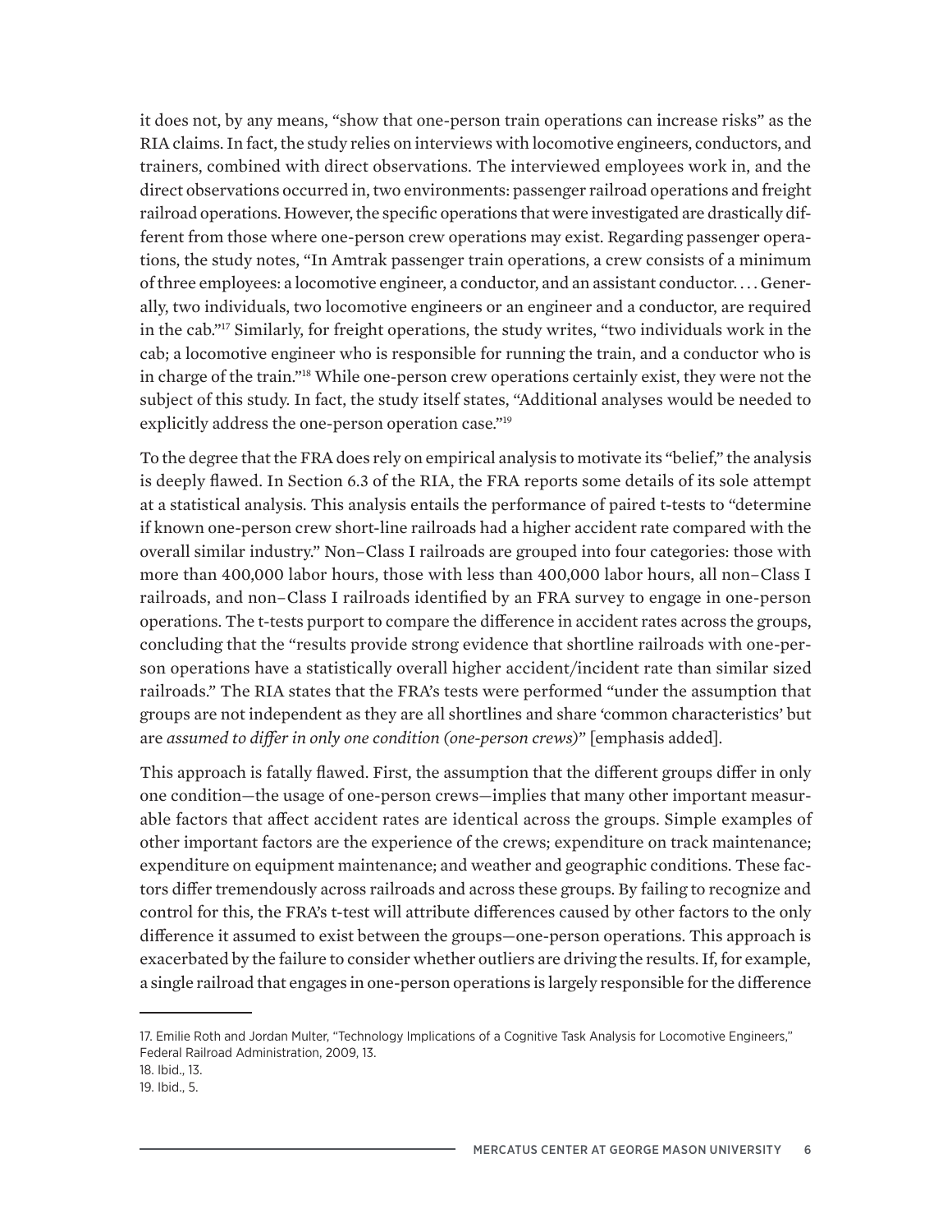it does not, by any means, "show that one-person train operations can increase risks" as the RIA claims. In fact, the study relies on interviews with locomotive engineers, conductors, and trainers, combined with direct observations. The interviewed employees work in, and the direct observations occurred in, two environments: passenger railroad operations and freight railroad operations. However, the specific operations that were investigated are drastically different from those where one-person crew operations may exist. Regarding passenger operations, the study notes, "In Amtrak passenger train operations, a crew consists of a minimum of three employees: a locomotive engineer, a conductor, and an assistant conductor. . . . Generally, two individuals, two locomotive engineers or an engineer and a conductor, are required in the cab."[17] Similarly, for freight operations, the study writes, "two individuals work in the cab; a locomotive engineer who is responsible for running the train, and a conductor who is in charge of the train."[18] While one-person crew operations certainly exist, they were not the subject of this study. In fact, the study itself states, "Additional analyses would be needed to explicitly address the one-person operation case."[19]

To the degree that the FRA does rely on empirical analysis to motivate its "belief," the analysis is deeply flawed. In Section 6.3 of the RIA, the FRA reports some details of its sole attempt at a statistical analysis. This analysis entails the performance of paired t-tests to "determine if known one-person crew short-line railroads had a higher accident rate compared with the overall similar industry." Non–Class I railroads are grouped into four categories: those with more than 400,000 labor hours, those with less than 400,000 labor hours, all non–Class I railroads, and non–Class I railroads identified by an FRA survey to engage in one-person operations. The t-tests purport to compare the difference in accident rates across the groups, concluding that the "results provide strong evidence that shortline railroads with one-person operations have a statistically overall higher accident/incident rate than similar sized railroads." The RIA states that the FRA's tests were performed "under the assumption that groups are not independent as they are all shortlines and share 'common characteristics' but are *assumed to differ in only one condition (one-person crews)*" [emphasis added].

This approach is fatally flawed. First, the assumption that the different groups differ in only one condition—the usage of one-person crews—implies that many other important measurable factors that affect accident rates are identical across the groups. Simple examples of other important factors are the experience of the crews; expenditure on track maintenance; expenditure on equipment maintenance; and weather and geographic conditions. These factors differ tremendously across railroads and across these groups. By failing to recognize and control for this, the FRA's t-test will attribute differences caused by other factors to the only difference it assumed to exist between the groups—one-person operations. This approach is exacerbated by the failure to consider whether outliers are driving the results. If, for example, a single railroad that engages in one-person operations is largely responsible for the difference

17. Emilie Roth and Jordan Multer, "Technology Implications of a Cognitive Task Analysis for Locomotive Engineers," Federal Railroad Administration, 2009, 13.
18. Ibid., 13.
19. Ibid., 5.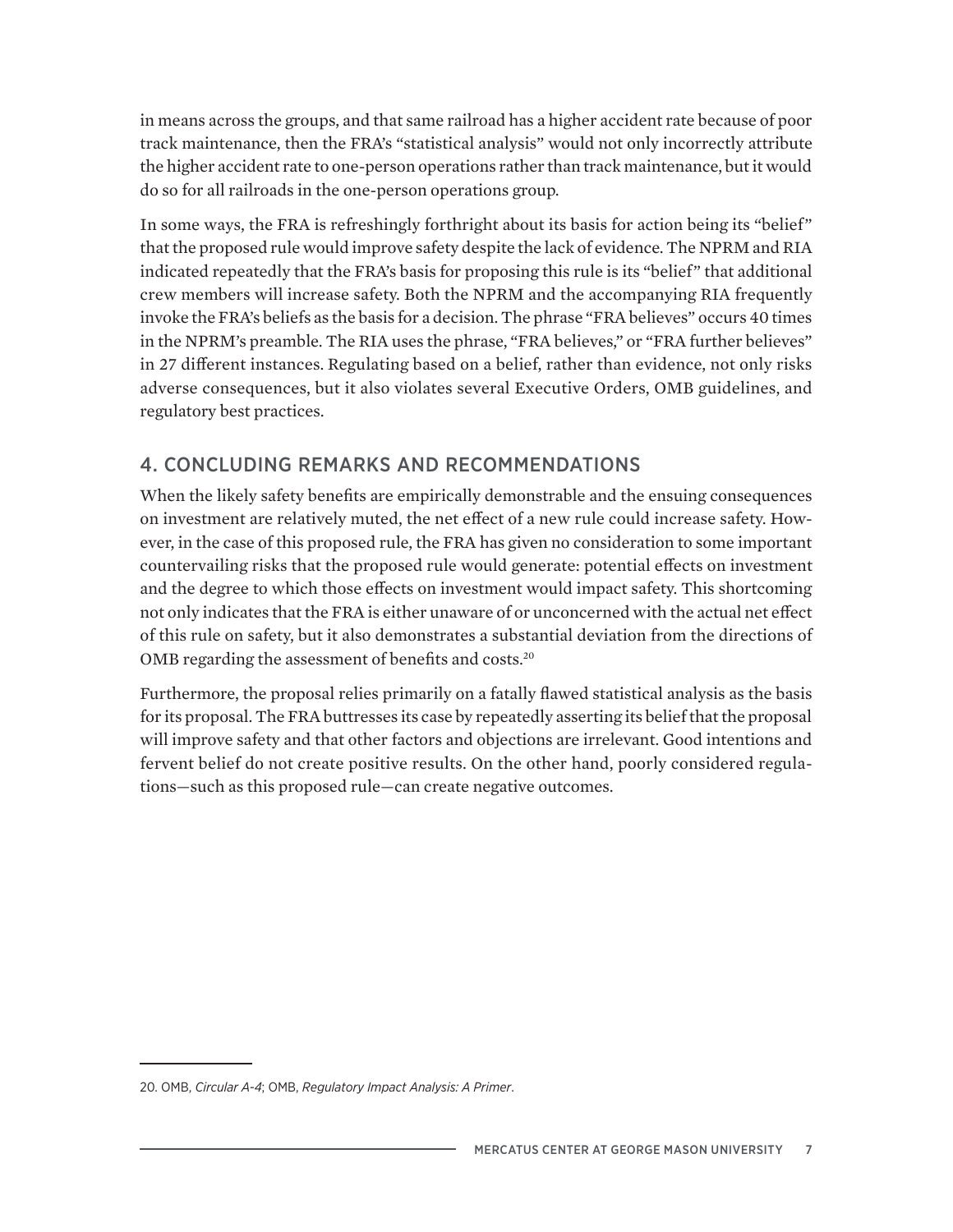in means across the groups, and that same railroad has a higher accident rate because of poor track maintenance, then the FRA's "statistical analysis" would not only incorrectly attribute the higher accident rate to one-person operations rather than track maintenance, but it would do so for all railroads in the one-person operations group.

In some ways, the FRA is refreshingly forthright about its basis for action being its "belief" that the proposed rule would improve safety despite the lack of evidence. The NPRM and RIA indicated repeatedly that the FRA's basis for proposing this rule is its "belief" that additional crew members will increase safety. Both the NPRM and the accompanying RIA frequently invoke the FRA's beliefs as the basis for a decision. The phrase "FRA believes" occurs 40 times in the NPRM's preamble. The RIA uses the phrase, "FRA believes," or "FRA further believes" in 27 different instances. Regulating based on a belief, rather than evidence, not only risks adverse consequences, but it also violates several Executive Orders, OMB guidelines, and regulatory best practices.

## 4. CONCLUDING REMARKS AND RECOMMENDATIONS

When the likely safety benefits are empirically demonstrable and the ensuing consequences on investment are relatively muted, the net effect of a new rule could increase safety. However, in the case of this proposed rule, the FRA has given no consideration to some important countervailing risks that the proposed rule would generate: potential effects on investment and the degree to which those effects on investment would impact safety. This shortcoming not only indicates that the FRA is either unaware of or unconcerned with the actual net effect of this rule on safety, but it also demonstrates a substantial deviation from the directions of OMB regarding the assessment of benefits and costs.[20]

Furthermore, the proposal relies primarily on a fatally flawed statistical analysis as the basis for its proposal. The FRA buttresses its case by repeatedly asserting its belief that the proposal will improve safety and that other factors and objections are irrelevant. Good intentions and fervent belief do not create positive results. On the other hand, poorly considered regulations—such as this proposed rule—can create negative outcomes.

---

20. OMB, *Circular A-4*; OMB, *Regulatory Impact Analysis: A Primer*.